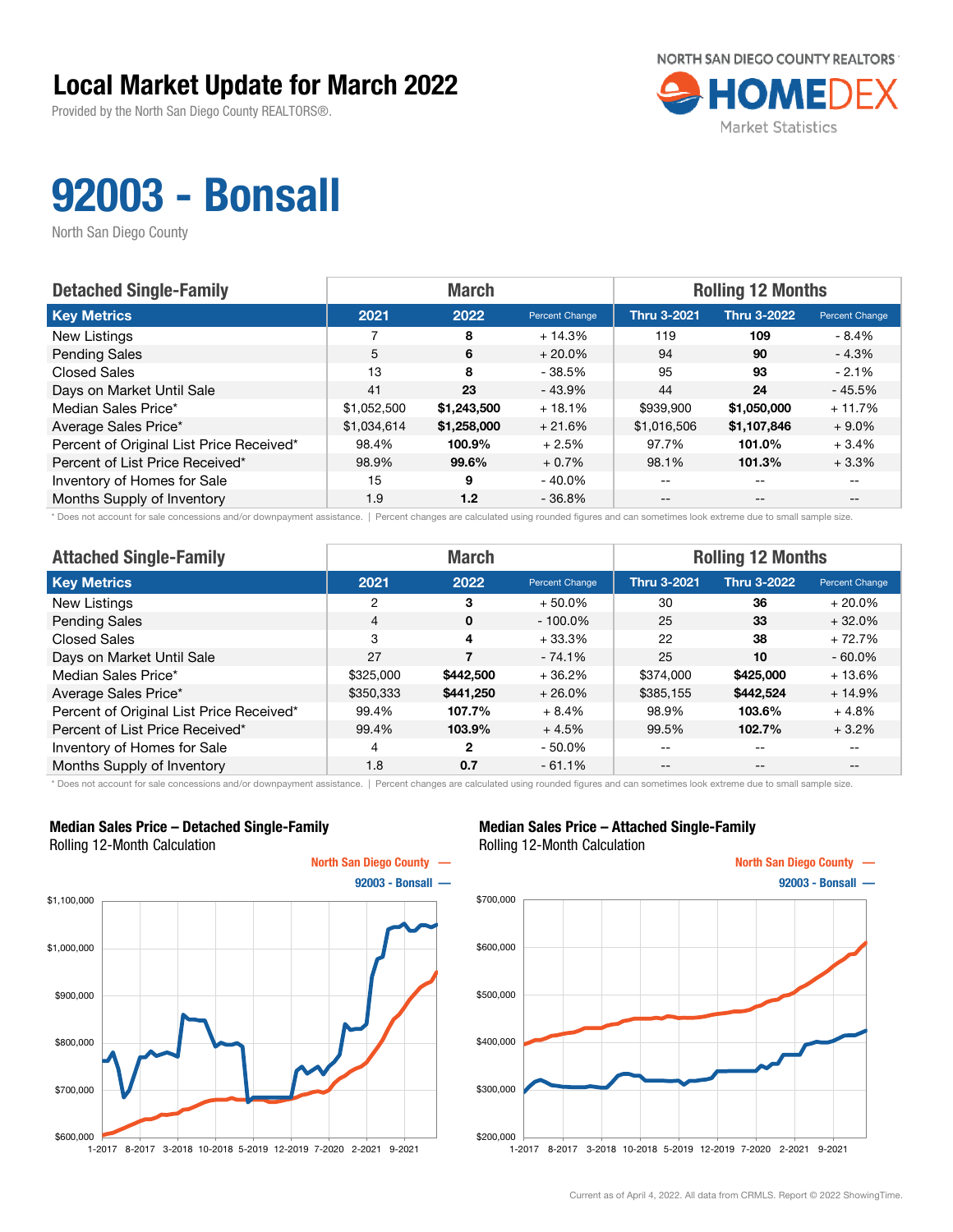# Local Market Update for March 2022

Provided by the North San Diego County REALTORS®.

NORTH SAN DIEGO COUNTY REALTORS HOMEDEX Market Statistics

# 92003 - Bonsall

North San Diego County

## Detached Single-Family

| | March | | | Rolling 12 Months | | |
|---|---|---|---|---|---|---|
| **Key Metrics** | **2021** | **2022** | **Percent Change** | **Thru 3-2021** | **Thru 3-2022** | **Percent Change** |
| New Listings | 7 | **8** | + 14.3% | 119 | **109** | - 8.4% |
| Pending Sales | 5 | **6** | + 20.0% | 94 | **90** | - 4.3% |
| Closed Sales | 13 | **8** | - 38.5% | 95 | **93** | - 2.1% |
| Days on Market Until Sale | 41 | **23** | - 43.9% | 44 | **24** | - 45.5% |
| Median Sales Price* | $1,052,500 | **$1,243,500** | + 18.1% | $939,900 | **$1,050,000** | + 11.7% |
| Average Sales Price* | $1,034,614 | **$1,258,000** | + 21.6% | $1,016,506 | **$1,107,846** | + 9.0% |
| Percent of Original List Price Received* | 98.4% | **100.9%** | + 2.5% | 97.7% | **101.0%** | + 3.4% |
| Percent of List Price Received* | 98.9% | **99.6%** | + 0.7% | 98.1% | **101.3%** | + 3.3% |
| Inventory of Homes for Sale | 15 | **9** | - 40.0% | -- | -- | -- |
| Months Supply of Inventory | 1.9 | **1.2** | - 36.8% | -- | -- | -- |

\* Does not account for sale concessions and/or downpayment assistance. | Percent changes are calculated using rounded figures and can sometimes look extreme due to small sample size.

## Attached Single-Family

| | March | | | Rolling 12 Months | | |
|---|---|---|---|---|---|---|
| **Key Metrics** | **2021** | **2022** | **Percent Change** | **Thru 3-2021** | **Thru 3-2022** | **Percent Change** |
| New Listings | 2 | **3** | + 50.0% | 30 | **36** | + 20.0% |
| Pending Sales | 4 | **0** | - 100.0% | 25 | **33** | + 32.0% |
| Closed Sales | 3 | **4** | + 33.3% | 22 | **38** | + 72.7% |
| Days on Market Until Sale | 27 | **7** | - 74.1% | 25 | **10** | - 60.0% |
| Median Sales Price* | $325,000 | **$442,500** | + 36.2% | $374,000 | **$425,000** | + 13.6% |
| Average Sales Price* | $350,333 | **$441,250** | + 26.0% | $385,155 | **$442,524** | + 14.9% |
| Percent of Original List Price Received* | 99.4% | **107.7%** | + 8.4% | 98.9% | **103.6%** | + 4.8% |
| Percent of List Price Received* | 99.4% | **103.9%** | + 4.5% | 99.5% | **102.7%** | + 3.2% |
| Inventory of Homes for Sale | 4 | **2** | - 50.0% | -- | -- | -- |
| Months Supply of Inventory | 1.8 | **0.7** | - 61.1% | -- | -- | -- |

\* Does not account for sale concessions and/or downpayment assistance. | Percent changes are calculated using rounded figures and can sometimes look extreme due to small sample size.

**Median Sales Price – Detached Single-Family**
Rolling 12-Month Calculation

North San Diego County — 92003 - Bonsall —

**Median Sales Price – Attached Single-Family**
Rolling 12-Month Calculation

North San Diego County — 92003 - Bonsall —

Current as of April 4, 2022. All data from CRMLS. Report © 2022 ShowingTime.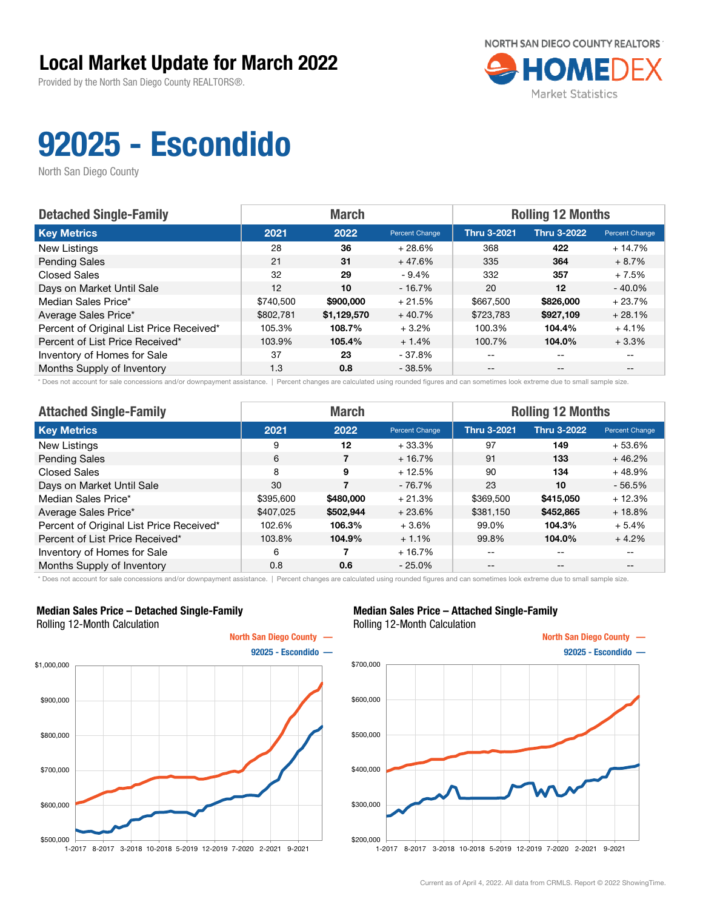# Local Market Update for March 2022

Provided by the North San Diego County REALTORS®.

NORTH SAN DIEGO COUNTY REALTORS
HOMEDEX
Market Statistics

# 92025 - Escondido

North San Diego County

## Detached Single-Family

| Key Metrics | March | | | Rolling 12 Months | | |
|---|---|---|---|---|---|---|
| | 2021 | 2022 | Percent Change | Thru 3-2021 | Thru 3-2022 | Percent Change |
| New Listings | 28 | **36** | + 28.6% | 368 | **422** | + 14.7% |
| Pending Sales | 21 | **31** | + 47.6% | 335 | **364** | + 8.7% |
| Closed Sales | 32 | **29** | - 9.4% | 332 | **357** | + 7.5% |
| Days on Market Until Sale | 12 | **10** | - 16.7% | 20 | **12** | - 40.0% |
| Median Sales Price* | $740,500 | **$900,000** | + 21.5% | $667,500 | **$826,000** | + 23.7% |
| Average Sales Price* | $802,781 | **$1,129,570** | + 40.7% | $723,783 | **$927,109** | + 28.1% |
| Percent of Original List Price Received* | 105.3% | **108.7%** | + 3.2% | 100.3% | **104.4%** | + 4.1% |
| Percent of List Price Received* | 103.9% | **105.4%** | + 1.4% | 100.7% | **104.0%** | + 3.3% |
| Inventory of Homes for Sale | 37 | **23** | - 37.8% | -- | -- | -- |
| Months Supply of Inventory | 1.3 | **0.8** | - 38.5% | -- | -- | -- |

\* Does not account for sale concessions and/or downpayment assistance. | Percent changes are calculated using rounded figures and can sometimes look extreme due to small sample size.

## Attached Single-Family

| Key Metrics | March | | | Rolling 12 Months | | |
|---|---|---|---|---|---|---|
| | 2021 | 2022 | Percent Change | Thru 3-2021 | Thru 3-2022 | Percent Change |
| New Listings | 9 | **12** | + 33.3% | 97 | **149** | + 53.6% |
| Pending Sales | 6 | **7** | + 16.7% | 91 | **133** | + 46.2% |
| Closed Sales | 8 | **9** | + 12.5% | 90 | **134** | + 48.9% |
| Days on Market Until Sale | 30 | **7** | - 76.7% | 23 | **10** | - 56.5% |
| Median Sales Price* | $395,600 | **$480,000** | + 21.3% | $369,500 | **$415,050** | + 12.3% |
| Average Sales Price* | $407,025 | **$502,944** | + 23.6% | $381,150 | **$452,865** | + 18.8% |
| Percent of Original List Price Received* | 102.6% | **106.3%** | + 3.6% | 99.0% | **104.3%** | + 5.4% |
| Percent of List Price Received* | 103.8% | **104.9%** | + 1.1% | 99.8% | **104.0%** | + 4.2% |
| Inventory of Homes for Sale | 6 | **7** | + 16.7% | -- | -- | -- |
| Months Supply of Inventory | 0.8 | **0.6** | - 25.0% | -- | -- | -- |

\* Does not account for sale concessions and/or downpayment assistance. | Percent changes are calculated using rounded figures and can sometimes look extreme due to small sample size.

### Median Sales Price – Detached Single-Family

Rolling 12-Month Calculation

North San Diego County —
92025 - Escondido —

### Median Sales Price – Attached Single-Family

Rolling 12-Month Calculation

North San Diego County —
92025 - Escondido —

Current as of April 4, 2022. All data from CRMLS. Report © 2022 ShowingTime.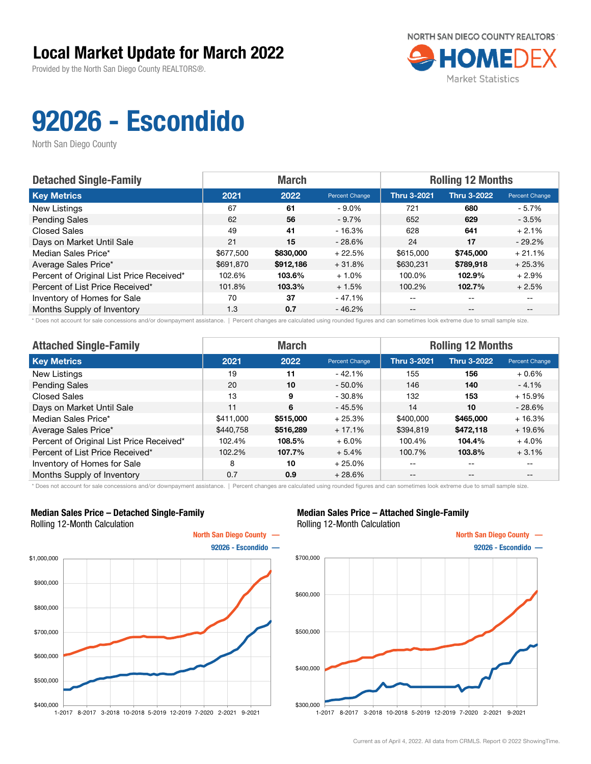# Local Market Update for March 2022

Provided by the North San Diego County REALTORS®.

NORTH SAN DIEGO COUNTY REALTORS HOMEDEX Market Statistics

# 92026 - Escondido

North San Diego County

| Detached Single-Family | March | | | Rolling 12 Months | | |
|---|---|---|---|---|---|---|
| **Key Metrics** | **2021** | **2022** | **Percent Change** | **Thru 3-2021** | **Thru 3-2022** | **Percent Change** |
| New Listings | 67 | **61** | - 9.0% | 721 | **680** | - 5.7% |
| Pending Sales | 62 | **56** | - 9.7% | 652 | **629** | - 3.5% |
| Closed Sales | 49 | **41** | - 16.3% | 628 | **641** | + 2.1% |
| Days on Market Until Sale | 21 | **15** | - 28.6% | 24 | **17** | - 29.2% |
| Median Sales Price* | $677,500 | **$830,000** | + 22.5% | $615,000 | **$745,000** | + 21.1% |
| Average Sales Price* | $691,870 | **$912,186** | + 31.8% | $630,231 | **$789,918** | + 25.3% |
| Percent of Original List Price Received* | 102.6% | **103.6%** | + 1.0% | 100.0% | **102.9%** | + 2.9% |
| Percent of List Price Received* | 101.8% | **103.3%** | + 1.5% | 100.2% | **102.7%** | + 2.5% |
| Inventory of Homes for Sale | 70 | **37** | - 47.1% | -- | -- | -- |
| Months Supply of Inventory | 1.3 | **0.7** | - 46.2% | -- | -- | -- |

\* Does not account for sale concessions and/or downpayment assistance. | Percent changes are calculated using rounded figures and can sometimes look extreme due to small sample size.

| Attached Single-Family | March | | | Rolling 12 Months | | |
|---|---|---|---|---|---|---|
| **Key Metrics** | **2021** | **2022** | **Percent Change** | **Thru 3-2021** | **Thru 3-2022** | **Percent Change** |
| New Listings | 19 | **11** | - 42.1% | 155 | **156** | + 0.6% |
| Pending Sales | 20 | **10** | - 50.0% | 146 | **140** | - 4.1% |
| Closed Sales | 13 | **9** | - 30.8% | 132 | **153** | + 15.9% |
| Days on Market Until Sale | 11 | **6** | - 45.5% | 14 | **10** | - 28.6% |
| Median Sales Price* | $411,000 | **$515,000** | + 25.3% | $400,000 | **$465,000** | + 16.3% |
| Average Sales Price* | $440,758 | **$516,289** | + 17.1% | $394,819 | **$472,118** | + 19.6% |
| Percent of Original List Price Received* | 102.4% | **108.5%** | + 6.0% | 100.4% | **104.4%** | + 4.0% |
| Percent of List Price Received* | 102.2% | **107.7%** | + 5.4% | 100.7% | **103.8%** | + 3.1% |
| Inventory of Homes for Sale | 8 | **10** | + 25.0% | -- | -- | -- |
| Months Supply of Inventory | 0.7 | **0.9** | + 28.6% | -- | -- | -- |

\* Does not account for sale concessions and/or downpayment assistance. | Percent changes are calculated using rounded figures and can sometimes look extreme due to small sample size.

**Median Sales Price – Detached Single-Family**
Rolling 12-Month Calculation

North San Diego County —
92026 - Escondido —

**Median Sales Price – Attached Single-Family**
Rolling 12-Month Calculation

North San Diego County —
92026 - Escondido —

Current as of April 4, 2022. All data from CRMLS. Report © 2022 ShowingTime.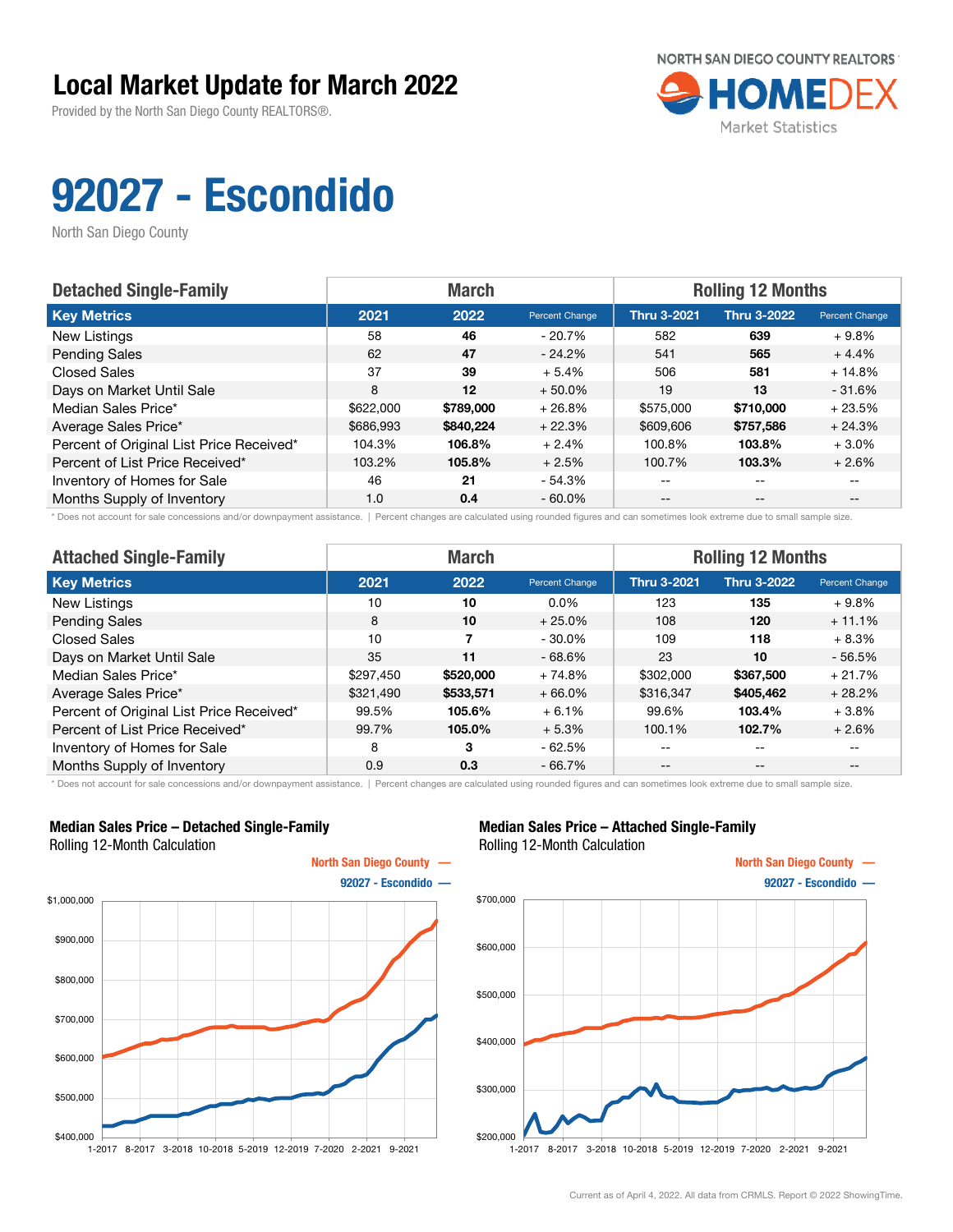# Local Market Update for March 2022

Provided by the North San Diego County REALTORS®.

NORTH SAN DIEGO COUNTY REALTORS HOMEDEX Market Statistics

# 92027 - Escondido

North San Diego County

| Detached Single-Family | March | | | Rolling 12 Months | | |
|---|---|---|---|---|---|---|
| **Key Metrics** | **2021** | **2022** | **Percent Change** | **Thru 3-2021** | **Thru 3-2022** | **Percent Change** |
| New Listings | 58 | **46** | - 20.7% | 582 | **639** | + 9.8% |
| Pending Sales | 62 | **47** | - 24.2% | 541 | **565** | + 4.4% |
| Closed Sales | 37 | **39** | + 5.4% | 506 | **581** | + 14.8% |
| Days on Market Until Sale | 8 | **12** | + 50.0% | 19 | **13** | - 31.6% |
| Median Sales Price* | $622,000 | **$789,000** | + 26.8% | $575,000 | **$710,000** | + 23.5% |
| Average Sales Price* | $686,993 | **$840,224** | + 22.3% | $609,606 | **$757,586** | + 24.3% |
| Percent of Original List Price Received* | 104.3% | **106.8%** | + 2.4% | 100.8% | **103.8%** | + 3.0% |
| Percent of List Price Received* | 103.2% | **105.8%** | + 2.5% | 100.7% | **103.3%** | + 2.6% |
| Inventory of Homes for Sale | 46 | **21** | - 54.3% | -- | -- | -- |
| Months Supply of Inventory | 1.0 | **0.4** | - 60.0% | -- | -- | -- |

\* Does not account for sale concessions and/or downpayment assistance. | Percent changes are calculated using rounded figures and can sometimes look extreme due to small sample size.

| Attached Single-Family | March | | | Rolling 12 Months | | |
|---|---|---|---|---|---|---|
| **Key Metrics** | **2021** | **2022** | **Percent Change** | **Thru 3-2021** | **Thru 3-2022** | **Percent Change** |
| New Listings | 10 | **10** | 0.0% | 123 | **135** | + 9.8% |
| Pending Sales | 8 | **10** | + 25.0% | 108 | **120** | + 11.1% |
| Closed Sales | 10 | **7** | - 30.0% | 109 | **118** | + 8.3% |
| Days on Market Until Sale | 35 | **11** | - 68.6% | 23 | **10** | - 56.5% |
| Median Sales Price* | $297,450 | **$520,000** | + 74.8% | $302,000 | **$367,500** | + 21.7% |
| Average Sales Price* | $321,490 | **$533,571** | + 66.0% | $316,347 | **$405,462** | + 28.2% |
| Percent of Original List Price Received* | 99.5% | **105.6%** | + 6.1% | 99.6% | **103.4%** | + 3.8% |
| Percent of List Price Received* | 99.7% | **105.0%** | + 5.3% | 100.1% | **102.7%** | + 2.6% |
| Inventory of Homes for Sale | 8 | **3** | - 62.5% | -- | -- | -- |
| Months Supply of Inventory | 0.9 | **0.3** | - 66.7% | -- | -- | -- |

\* Does not account for sale concessions and/or downpayment assistance. | Percent changes are calculated using rounded figures and can sometimes look extreme due to small sample size.

### Median Sales Price – Detached Single-Family

Rolling 12-Month Calculation

North San Diego County — 92027 - Escondido —

### Median Sales Price – Attached Single-Family

Rolling 12-Month Calculation

North San Diego County — 92027 - Escondido —

Current as of April 4, 2022. All data from CRMLS. Report © 2022 ShowingTime.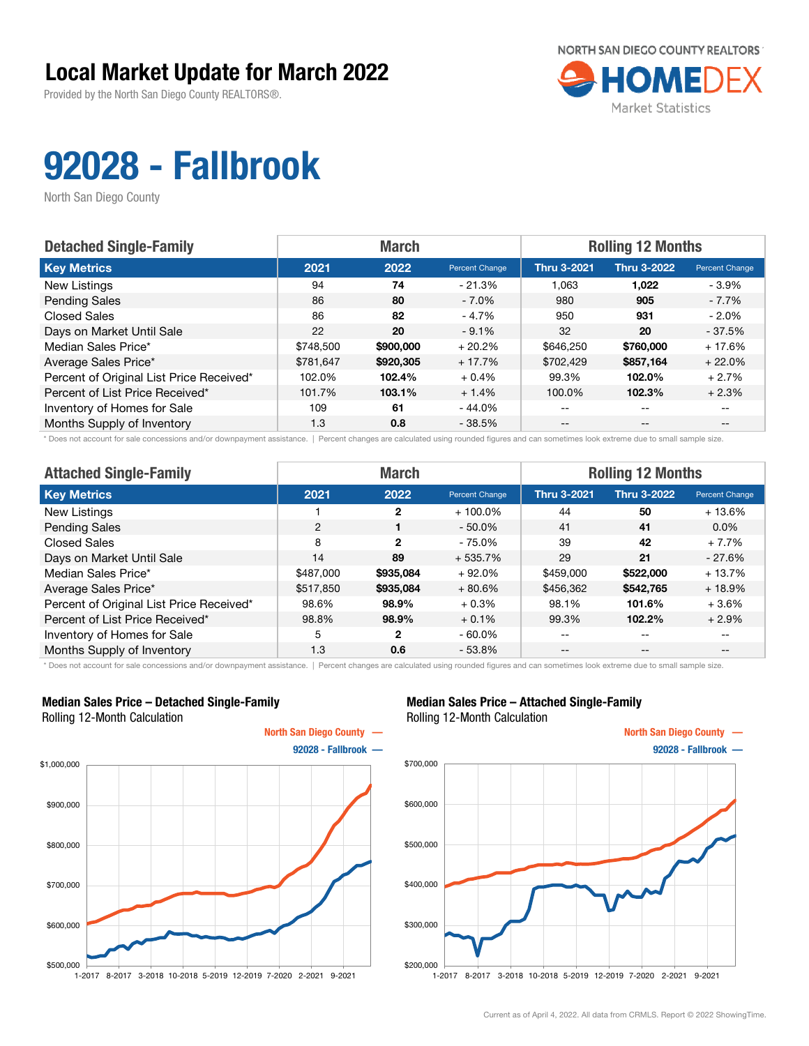# Local Market Update for March 2022

Provided by the North San Diego County REALTORS®.

NORTH SAN DIEGO COUNTY REALTORS HOMEDEX Market Statistics

# 92028 - Fallbrook

North San Diego County

| Detached Single-Family | March | | | Rolling 12 Months | | |
|---|---|---|---|---|---|---|
| **Key Metrics** | **2021** | **2022** | **Percent Change** | **Thru 3-2021** | **Thru 3-2022** | **Percent Change** |
| New Listings | 94 | **74** | - 21.3% | 1,063 | **1,022** | - 3.9% |
| Pending Sales | 86 | **80** | - 7.0% | 980 | **905** | - 7.7% |
| Closed Sales | 86 | **82** | - 4.7% | 950 | **931** | - 2.0% |
| Days on Market Until Sale | 22 | **20** | - 9.1% | 32 | **20** | - 37.5% |
| Median Sales Price* | $748,500 | **$900,000** | + 20.2% | $646,250 | **$760,000** | + 17.6% |
| Average Sales Price* | $781,647 | **$920,305** | + 17.7% | $702,429 | **$857,164** | + 22.0% |
| Percent of Original List Price Received* | 102.0% | **102.4%** | + 0.4% | 99.3% | **102.0%** | + 2.7% |
| Percent of List Price Received* | 101.7% | **103.1%** | + 1.4% | 100.0% | **102.3%** | + 2.3% |
| Inventory of Homes for Sale | 109 | **61** | - 44.0% | -- | -- | -- |
| Months Supply of Inventory | 1.3 | **0.8** | - 38.5% | -- | -- | -- |

\* Does not account for sale concessions and/or downpayment assistance. | Percent changes are calculated using rounded figures and can sometimes look extreme due to small sample size.

| Attached Single-Family | March | | | Rolling 12 Months | | |
|---|---|---|---|---|---|---|
| **Key Metrics** | **2021** | **2022** | **Percent Change** | **Thru 3-2021** | **Thru 3-2022** | **Percent Change** |
| New Listings | 1 | **2** | + 100.0% | 44 | **50** | + 13.6% |
| Pending Sales | 2 | **1** | - 50.0% | 41 | **41** | 0.0% |
| Closed Sales | 8 | **2** | - 75.0% | 39 | **42** | + 7.7% |
| Days on Market Until Sale | 14 | **89** | + 535.7% | 29 | **21** | - 27.6% |
| Median Sales Price* | $487,000 | **$935,084** | + 92.0% | $459,000 | **$522,000** | + 13.7% |
| Average Sales Price* | $517,850 | **$935,084** | + 80.6% | $456,362 | **$542,765** | + 18.9% |
| Percent of Original List Price Received* | 98.6% | **98.9%** | + 0.3% | 98.1% | **101.6%** | + 3.6% |
| Percent of List Price Received* | 98.8% | **98.9%** | + 0.1% | 99.3% | **102.2%** | + 2.9% |
| Inventory of Homes for Sale | 5 | **2** | - 60.0% | -- | -- | -- |
| Months Supply of Inventory | 1.3 | **0.6** | - 53.8% | -- | -- | -- |

\* Does not account for sale concessions and/or downpayment assistance. | Percent changes are calculated using rounded figures and can sometimes look extreme due to small sample size.

**Median Sales Price – Detached Single-Family**
Rolling 12-Month Calculation

North San Diego County —
92028 - Fallbrook —

**Median Sales Price – Attached Single-Family**
Rolling 12-Month Calculation

North San Diego County —
92028 - Fallbrook —

Current as of April 4, 2022. All data from CRMLS. Report © 2022 ShowingTime.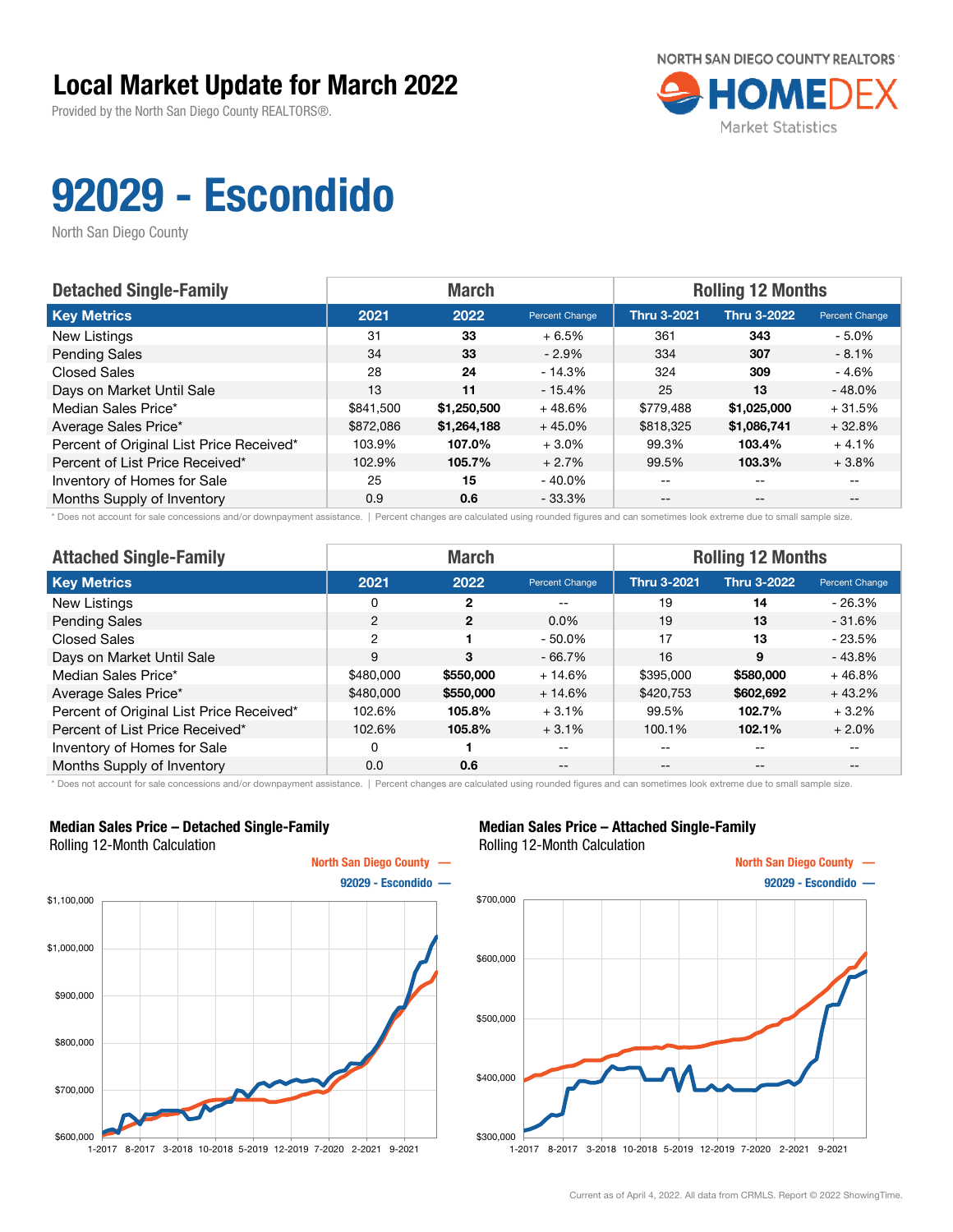# Local Market Update for March 2022

Provided by the North San Diego County REALTORS®.

NORTH SAN DIEGO COUNTY REALTORS HOMEDEX Market Statistics

# 92029 - Escondido

North San Diego County

| Detached Single-Family | March | | | Rolling 12 Months | | |
|---|---|---|---|---|---|---|
| **Key Metrics** | **2021** | **2022** | **Percent Change** | **Thru 3-2021** | **Thru 3-2022** | **Percent Change** |
| New Listings | 31 | **33** | + 6.5% | 361 | **343** | - 5.0% |
| Pending Sales | 34 | **33** | - 2.9% | 334 | **307** | - 8.1% |
| Closed Sales | 28 | **24** | - 14.3% | 324 | **309** | - 4.6% |
| Days on Market Until Sale | 13 | **11** | - 15.4% | 25 | **13** | - 48.0% |
| Median Sales Price* | $841,500 | **$1,250,500** | + 48.6% | $779,488 | **$1,025,000** | + 31.5% |
| Average Sales Price* | $872,086 | **$1,264,188** | + 45.0% | $818,325 | **$1,086,741** | + 32.8% |
| Percent of Original List Price Received* | 103.9% | **107.0%** | + 3.0% | 99.3% | **103.4%** | + 4.1% |
| Percent of List Price Received* | 102.9% | **105.7%** | + 2.7% | 99.5% | **103.3%** | + 3.8% |
| Inventory of Homes for Sale | 25 | **15** | - 40.0% | -- | -- | -- |
| Months Supply of Inventory | 0.9 | **0.6** | - 33.3% | -- | -- | -- |

\* Does not account for sale concessions and/or downpayment assistance. | Percent changes are calculated using rounded figures and can sometimes look extreme due to small sample size.

| Attached Single-Family | March | | | Rolling 12 Months | | |
|---|---|---|---|---|---|---|
| **Key Metrics** | **2021** | **2022** | **Percent Change** | **Thru 3-2021** | **Thru 3-2022** | **Percent Change** |
| New Listings | 0 | **2** | -- | 19 | **14** | - 26.3% |
| Pending Sales | 2 | **2** | 0.0% | 19 | **13** | - 31.6% |
| Closed Sales | 2 | **1** | - 50.0% | 17 | **13** | - 23.5% |
| Days on Market Until Sale | 9 | **3** | - 66.7% | 16 | **9** | - 43.8% |
| Median Sales Price* | $480,000 | **$550,000** | + 14.6% | $395,000 | **$580,000** | + 46.8% |
| Average Sales Price* | $480,000 | **$550,000** | + 14.6% | $420,753 | **$602,692** | + 43.2% |
| Percent of Original List Price Received* | 102.6% | **105.8%** | + 3.1% | 99.5% | **102.7%** | + 3.2% |
| Percent of List Price Received* | 102.6% | **105.8%** | + 3.1% | 100.1% | **102.1%** | + 2.0% |
| Inventory of Homes for Sale | 0 | **1** | -- | -- | -- | -- |
| Months Supply of Inventory | 0.0 | **0.6** | -- | -- | -- | -- |

\* Does not account for sale concessions and/or downpayment assistance. | Percent changes are calculated using rounded figures and can sometimes look extreme due to small sample size.

**Median Sales Price – Detached Single-Family**
Rolling 12-Month Calculation

North San Diego County —
92029 - Escondido —

$1,100,000 · $1,000,000 · $900,000 · $800,000 · $700,000 · $600,000

1-2017 · 8-2017 · 3-2018 · 10-2018 · 5-2019 · 12-2019 · 7-2020 · 2-2021 · 9-2021

**Median Sales Price – Attached Single-Family**
Rolling 12-Month Calculation

North San Diego County —
92029 - Escondido —

$700,000 · $600,000 · $500,000 · $400,000 · $300,000

1-2017 · 8-2017 · 3-2018 · 10-2018 · 5-2019 · 12-2019 · 7-2020 · 2-2021 · 9-2021

Current as of April 4, 2022. All data from CRMLS. Report © 2022 ShowingTime.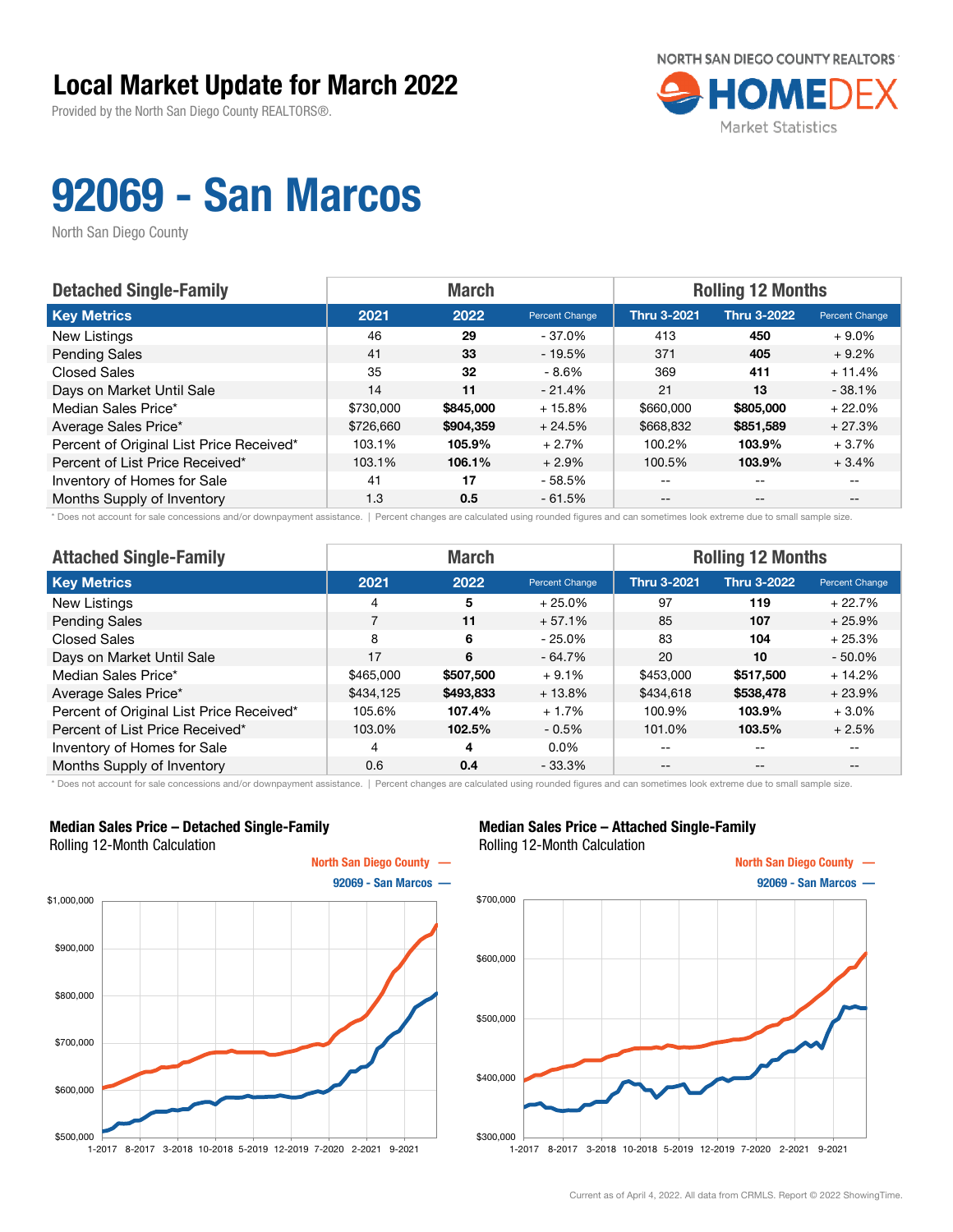# Local Market Update for March 2022

Provided by the North San Diego County REALTORS®.

NORTH SAN DIEGO COUNTY REALTORS HOMEDEX Market Statistics

# 92069 - San Marcos

North San Diego County

| Detached Single-Family | March | | | Rolling 12 Months | | |
|---|---|---|---|---|---|---|
| Key Metrics | 2021 | 2022 | Percent Change | Thru 3-2021 | Thru 3-2022 | Percent Change |
| New Listings | 46 | **29** | - 37.0% | 413 | **450** | + 9.0% |
| Pending Sales | 41 | **33** | - 19.5% | 371 | **405** | + 9.2% |
| Closed Sales | 35 | **32** | - 8.6% | 369 | **411** | + 11.4% |
| Days on Market Until Sale | 14 | **11** | - 21.4% | 21 | **13** | - 38.1% |
| Median Sales Price* | $730,000 | **$845,000** | + 15.8% | $660,000 | **$805,000** | + 22.0% |
| Average Sales Price* | $726,660 | **$904,359** | + 24.5% | $668,832 | **$851,589** | + 27.3% |
| Percent of Original List Price Received* | 103.1% | **105.9%** | + 2.7% | 100.2% | **103.9%** | + 3.7% |
| Percent of List Price Received* | 103.1% | **106.1%** | + 2.9% | 100.5% | **103.9%** | + 3.4% |
| Inventory of Homes for Sale | 41 | **17** | - 58.5% | -- | -- | -- |
| Months Supply of Inventory | 1.3 | **0.5** | - 61.5% | -- | -- | -- |

* Does not account for sale concessions and/or downpayment assistance. | Percent changes are calculated using rounded figures and can sometimes look extreme due to small sample size.

| Attached Single-Family | March | | | Rolling 12 Months | | |
|---|---|---|---|---|---|---|
| Key Metrics | 2021 | 2022 | Percent Change | Thru 3-2021 | Thru 3-2022 | Percent Change |
| New Listings | 4 | **5** | + 25.0% | 97 | **119** | + 22.7% |
| Pending Sales | 7 | **11** | + 57.1% | 85 | **107** | + 25.9% |
| Closed Sales | 8 | **6** | - 25.0% | 83 | **104** | + 25.3% |
| Days on Market Until Sale | 17 | **6** | - 64.7% | 20 | **10** | - 50.0% |
| Median Sales Price* | $465,000 | **$507,500** | + 9.1% | $453,000 | **$517,500** | + 14.2% |
| Average Sales Price* | $434,125 | **$493,833** | + 13.8% | $434,618 | **$538,478** | + 23.9% |
| Percent of Original List Price Received* | 105.6% | **107.4%** | + 1.7% | 100.9% | **103.9%** | + 3.0% |
| Percent of List Price Received* | 103.0% | **102.5%** | - 0.5% | 101.0% | **103.5%** | + 2.5% |
| Inventory of Homes for Sale | 4 | **4** | 0.0% | -- | -- | -- |
| Months Supply of Inventory | 0.6 | **0.4** | - 33.3% | -- | -- | -- |

* Does not account for sale concessions and/or downpayment assistance. | Percent changes are calculated using rounded figures and can sometimes look extreme due to small sample size.

**Median Sales Price – Detached Single-Family**
Rolling 12-Month Calculation

North San Diego County — 
92069 - San Marcos —

**Median Sales Price – Attached Single-Family**
Rolling 12-Month Calculation

North San Diego County — 
92069 - San Marcos —

Current as of April 4, 2022. All data from CRMLS. Report © 2022 ShowingTime.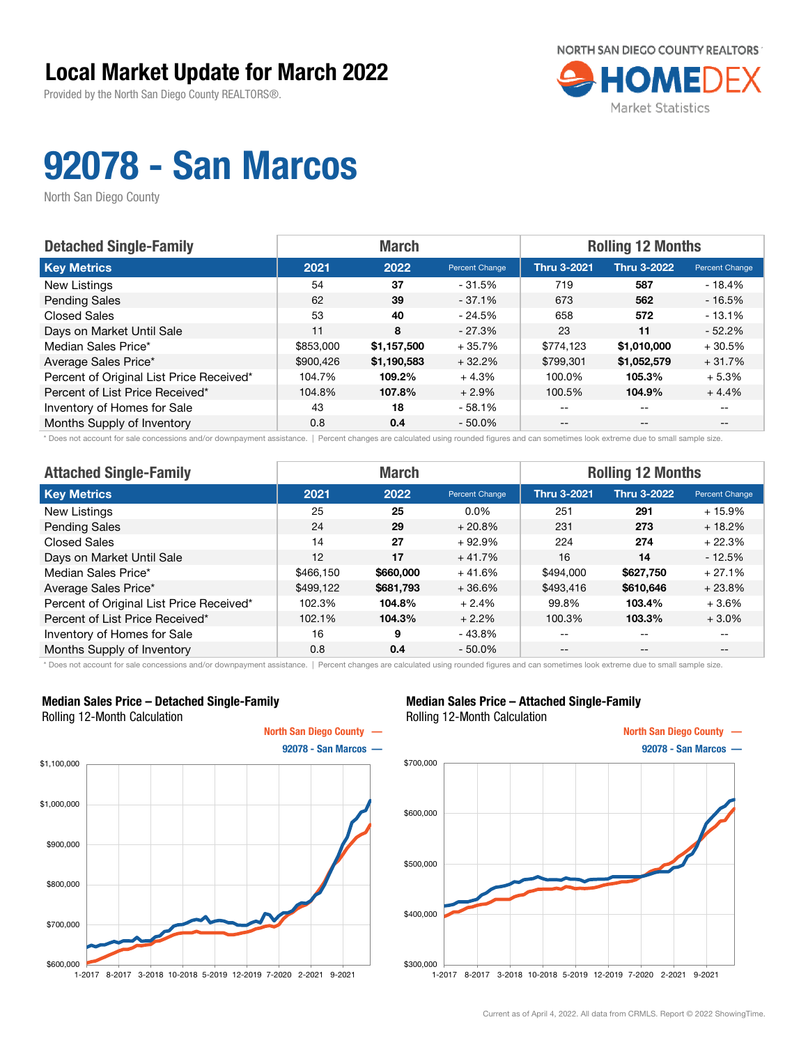# Local Market Update for March 2022

Provided by the North San Diego County REALTORS®.

NORTH SAN DIEGO COUNTY REALTORS HOMEDEX Market Statistics

# 92078 - San Marcos

North San Diego County

| Detached Single-Family | March | | | Rolling 12 Months | | |
|---|---|---|---|---|---|---|
| **Key Metrics** | **2021** | **2022** | **Percent Change** | **Thru 3-2021** | **Thru 3-2022** | **Percent Change** |
| New Listings | 54 | **37** | - 31.5% | 719 | **587** | - 18.4% |
| Pending Sales | 62 | **39** | - 37.1% | 673 | **562** | - 16.5% |
| Closed Sales | 53 | **40** | - 24.5% | 658 | **572** | - 13.1% |
| Days on Market Until Sale | 11 | **8** | - 27.3% | 23 | **11** | - 52.2% |
| Median Sales Price* | $853,000 | **$1,157,500** | + 35.7% | $774,123 | **$1,010,000** | + 30.5% |
| Average Sales Price* | $900,426 | **$1,190,583** | + 32.2% | $799,301 | **$1,052,579** | + 31.7% |
| Percent of Original List Price Received* | 104.7% | **109.2%** | + 4.3% | 100.0% | **105.3%** | + 5.3% |
| Percent of List Price Received* | 104.8% | **107.8%** | + 2.9% | 100.5% | **104.9%** | + 4.4% |
| Inventory of Homes for Sale | 43 | **18** | - 58.1% | -- | -- | -- |
| Months Supply of Inventory | 0.8 | **0.4** | - 50.0% | -- | -- | -- |

* Does not account for sale concessions and/or downpayment assistance. | Percent changes are calculated using rounded figures and can sometimes look extreme due to small sample size.

| Attached Single-Family | March | | | Rolling 12 Months | | |
|---|---|---|---|---|---|---|
| **Key Metrics** | **2021** | **2022** | **Percent Change** | **Thru 3-2021** | **Thru 3-2022** | **Percent Change** |
| New Listings | 25 | **25** | 0.0% | 251 | **291** | + 15.9% |
| Pending Sales | 24 | **29** | + 20.8% | 231 | **273** | + 18.2% |
| Closed Sales | 14 | **27** | + 92.9% | 224 | **274** | + 22.3% |
| Days on Market Until Sale | 12 | **17** | + 41.7% | 16 | **14** | - 12.5% |
| Median Sales Price* | $466,150 | **$660,000** | + 41.6% | $494,000 | **$627,750** | + 27.1% |
| Average Sales Price* | $499,122 | **$681,793** | + 36.6% | $493,416 | **$610,646** | + 23.8% |
| Percent of Original List Price Received* | 102.3% | **104.8%** | + 2.4% | 99.8% | **103.4%** | + 3.6% |
| Percent of List Price Received* | 102.1% | **104.3%** | + 2.2% | 100.3% | **103.3%** | + 3.0% |
| Inventory of Homes for Sale | 16 | **9** | - 43.8% | -- | -- | -- |
| Months Supply of Inventory | 0.8 | **0.4** | - 50.0% | -- | -- | -- |

* Does not account for sale concessions and/or downpayment assistance. | Percent changes are calculated using rounded figures and can sometimes look extreme due to small sample size.

**Median Sales Price – Detached Single-Family**
Rolling 12-Month Calculation

North San Diego County —
92078 - San Marcos —

**Median Sales Price – Attached Single-Family**
Rolling 12-Month Calculation

North San Diego County —
92078 - San Marcos —

Current as of April 4, 2022. All data from CRMLS. Report © 2022 ShowingTime.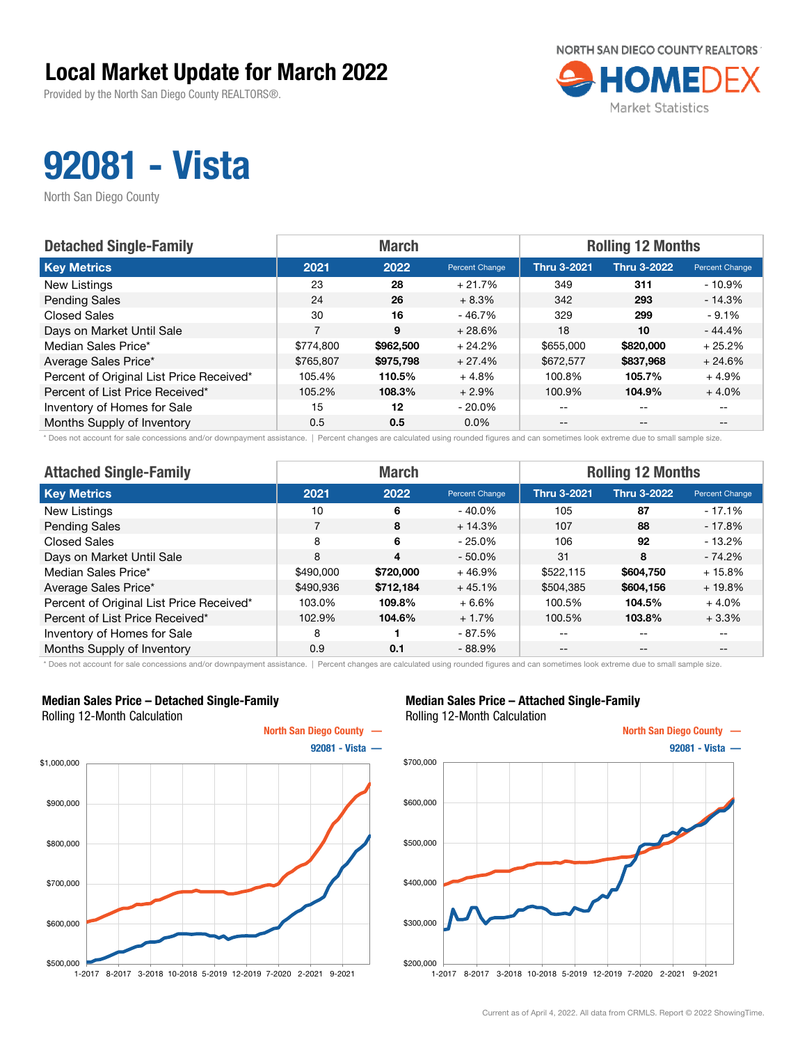# Local Market Update for March 2022

Provided by the North San Diego County REALTORS®.

NORTH SAN DIEGO COUNTY REALTORS HOMEDEX Market Statistics

# 92081 - Vista

North San Diego County

| Detached Single-Family | March | | | Rolling 12 Months | | |
|---|---|---|---|---|---|---|
| **Key Metrics** | **2021** | **2022** | **Percent Change** | **Thru 3-2021** | **Thru 3-2022** | **Percent Change** |
| New Listings | 23 | **28** | + 21.7% | 349 | **311** | - 10.9% |
| Pending Sales | 24 | **26** | + 8.3% | 342 | **293** | - 14.3% |
| Closed Sales | 30 | **16** | - 46.7% | 329 | **299** | - 9.1% |
| Days on Market Until Sale | 7 | **9** | + 28.6% | 18 | **10** | - 44.4% |
| Median Sales Price* | $774,800 | **$962,500** | + 24.2% | $655,000 | **$820,000** | + 25.2% |
| Average Sales Price* | $765,807 | **$975,798** | + 27.4% | $672,577 | **$837,968** | + 24.6% |
| Percent of Original List Price Received* | 105.4% | **110.5%** | + 4.8% | 100.8% | **105.7%** | + 4.9% |
| Percent of List Price Received* | 105.2% | **108.3%** | + 2.9% | 100.9% | **104.9%** | + 4.0% |
| Inventory of Homes for Sale | 15 | **12** | - 20.0% | -- | -- | -- |
| Months Supply of Inventory | 0.5 | **0.5** | 0.0% | -- | -- | -- |

\* Does not account for sale concessions and/or downpayment assistance. | Percent changes are calculated using rounded figures and can sometimes look extreme due to small sample size.

| Attached Single-Family | March | | | Rolling 12 Months | | |
|---|---|---|---|---|---|---|
| **Key Metrics** | **2021** | **2022** | **Percent Change** | **Thru 3-2021** | **Thru 3-2022** | **Percent Change** |
| New Listings | 10 | **6** | - 40.0% | 105 | **87** | - 17.1% |
| Pending Sales | 7 | **8** | + 14.3% | 107 | **88** | - 17.8% |
| Closed Sales | 8 | **6** | - 25.0% | 106 | **92** | - 13.2% |
| Days on Market Until Sale | 8 | **4** | - 50.0% | 31 | **8** | - 74.2% |
| Median Sales Price* | $490,000 | **$720,000** | + 46.9% | $522,115 | **$604,750** | + 15.8% |
| Average Sales Price* | $490,936 | **$712,184** | + 45.1% | $504,385 | **$604,156** | + 19.8% |
| Percent of Original List Price Received* | 103.0% | **109.8%** | + 6.6% | 100.5% | **104.5%** | + 4.0% |
| Percent of List Price Received* | 102.9% | **104.6%** | + 1.7% | 100.5% | **103.8%** | + 3.3% |
| Inventory of Homes for Sale | 8 | **1** | - 87.5% | -- | -- | -- |
| Months Supply of Inventory | 0.9 | **0.1** | - 88.9% | -- | -- | -- |

\* Does not account for sale concessions and/or downpayment assistance. | Percent changes are calculated using rounded figures and can sometimes look extreme due to small sample size.

**Median Sales Price – Detached Single-Family**
Rolling 12-Month Calculation

North San Diego County —
92081 - Vista —

**Median Sales Price – Attached Single-Family**
Rolling 12-Month Calculation

North San Diego County —
92081 - Vista —

Current as of April 4, 2022. All data from CRMLS. Report © 2022 ShowingTime.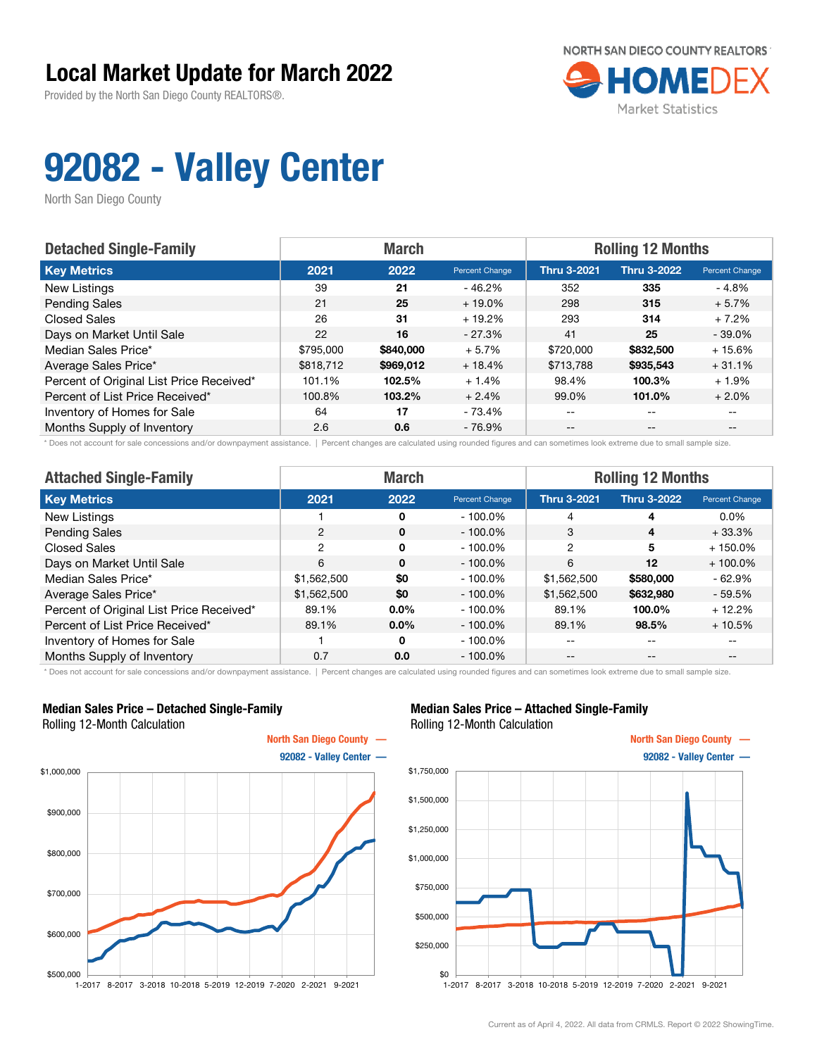# Local Market Update for March 2022

Provided by the North San Diego County REALTORS®.

NORTH SAN DIEGO COUNTY REALTORS HOMEDEX Market Statistics

# 92082 - Valley Center

North San Diego County

| Detached Single-Family | March | | | Rolling 12 Months | | |
|---|---|---|---|---|---|---|
| **Key Metrics** | **2021** | **2022** | **Percent Change** | **Thru 3-2021** | **Thru 3-2022** | **Percent Change** |
| New Listings | 39 | **21** | - 46.2% | 352 | **335** | - 4.8% |
| Pending Sales | 21 | **25** | + 19.0% | 298 | **315** | + 5.7% |
| Closed Sales | 26 | **31** | + 19.2% | 293 | **314** | + 7.2% |
| Days on Market Until Sale | 22 | **16** | - 27.3% | 41 | **25** | - 39.0% |
| Median Sales Price* | $795,000 | **$840,000** | + 5.7% | $720,000 | **$832,500** | + 15.6% |
| Average Sales Price* | $818,712 | **$969,012** | + 18.4% | $713,788 | **$935,543** | + 31.1% |
| Percent of Original List Price Received* | 101.1% | **102.5%** | + 1.4% | 98.4% | **100.3%** | + 1.9% |
| Percent of List Price Received* | 100.8% | **103.2%** | + 2.4% | 99.0% | **101.0%** | + 2.0% |
| Inventory of Homes for Sale | 64 | **17** | - 73.4% | -- | -- | -- |
| Months Supply of Inventory | 2.6 | **0.6** | - 76.9% | -- | -- | -- |

* Does not account for sale concessions and/or downpayment assistance. | Percent changes are calculated using rounded figures and can sometimes look extreme due to small sample size.

| Attached Single-Family | March | | | Rolling 12 Months | | |
|---|---|---|---|---|---|---|
| **Key Metrics** | **2021** | **2022** | **Percent Change** | **Thru 3-2021** | **Thru 3-2022** | **Percent Change** |
| New Listings | 1 | **0** | - 100.0% | 4 | **4** | 0.0% |
| Pending Sales | 2 | **0** | - 100.0% | 3 | **4** | + 33.3% |
| Closed Sales | 2 | **0** | - 100.0% | 2 | **5** | + 150.0% |
| Days on Market Until Sale | 6 | **0** | - 100.0% | 6 | **12** | + 100.0% |
| Median Sales Price* | $1,562,500 | **$0** | - 100.0% | $1,562,500 | **$580,000** | - 62.9% |
| Average Sales Price* | $1,562,500 | **$0** | - 100.0% | $1,562,500 | **$632,980** | - 59.5% |
| Percent of Original List Price Received* | 89.1% | **0.0%** | - 100.0% | 89.1% | **100.0%** | + 12.2% |
| Percent of List Price Received* | 89.1% | **0.0%** | - 100.0% | 89.1% | **98.5%** | + 10.5% |
| Inventory of Homes for Sale | 1 | **0** | - 100.0% | -- | -- | -- |
| Months Supply of Inventory | 0.7 | **0.0** | - 100.0% | -- | -- | -- |

* Does not account for sale concessions and/or downpayment assistance. | Percent changes are calculated using rounded figures and can sometimes look extreme due to small sample size.

**Median Sales Price – Detached Single-Family**
Rolling 12-Month Calculation

North San Diego County —
92082 - Valley Center —

**Median Sales Price – Attached Single-Family**
Rolling 12-Month Calculation

North San Diego County —
92082 - Valley Center —

Current as of April 4, 2022. All data from CRMLS. Report © 2022 ShowingTime.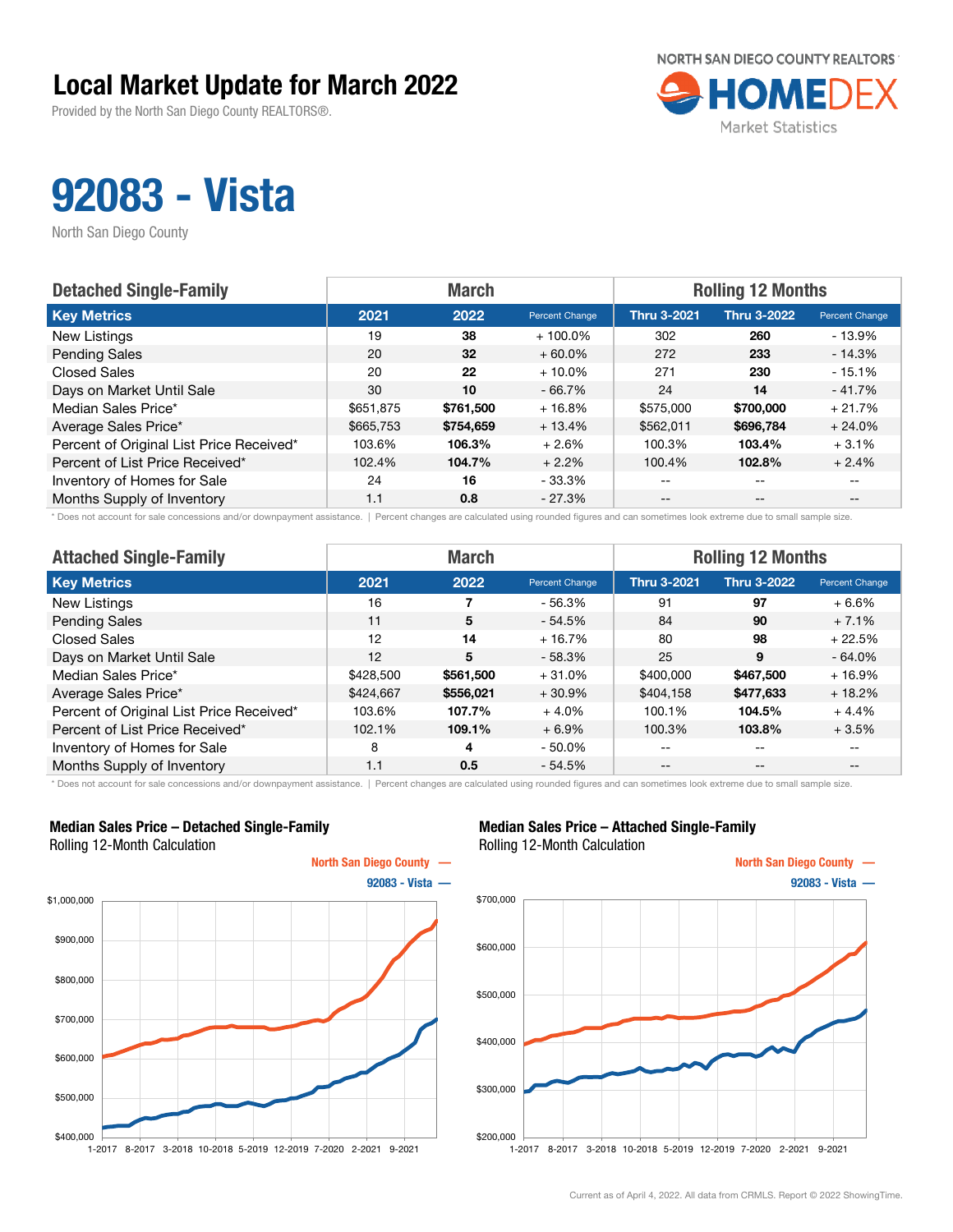# Local Market Update for March 2022

Provided by the North San Diego County REALTORS®.

NORTH SAN DIEGO COUNTY REALTORS® HOMEDEX Market Statistics

# 92083 - Vista

North San Diego County

| Detached Single-Family | March | | | Rolling 12 Months | | |
|---|---|---|---|---|---|---|
| **Key Metrics** | **2021** | **2022** | **Percent Change** | **Thru 3-2021** | **Thru 3-2022** | **Percent Change** |
| New Listings | 19 | **38** | + 100.0% | 302 | **260** | - 13.9% |
| Pending Sales | 20 | **32** | + 60.0% | 272 | **233** | - 14.3% |
| Closed Sales | 20 | **22** | + 10.0% | 271 | **230** | - 15.1% |
| Days on Market Until Sale | 30 | **10** | - 66.7% | 24 | **14** | - 41.7% |
| Median Sales Price* | $651,875 | **$761,500** | + 16.8% | $575,000 | **$700,000** | + 21.7% |
| Average Sales Price* | $665,753 | **$754,659** | + 13.4% | $562,011 | **$696,784** | + 24.0% |
| Percent of Original List Price Received* | 103.6% | **106.3%** | + 2.6% | 100.3% | **103.4%** | + 3.1% |
| Percent of List Price Received* | 102.4% | **104.7%** | + 2.2% | 100.4% | **102.8%** | + 2.4% |
| Inventory of Homes for Sale | 24 | **16** | - 33.3% | -- | -- | -- |
| Months Supply of Inventory | 1.1 | **0.8** | - 27.3% | -- | -- | -- |

\* Does not account for sale concessions and/or downpayment assistance. | Percent changes are calculated using rounded figures and can sometimes look extreme due to small sample size.

| Attached Single-Family | March | | | Rolling 12 Months | | |
|---|---|---|---|---|---|---|
| **Key Metrics** | **2021** | **2022** | **Percent Change** | **Thru 3-2021** | **Thru 3-2022** | **Percent Change** |
| New Listings | 16 | **7** | - 56.3% | 91 | **97** | + 6.6% |
| Pending Sales | 11 | **5** | - 54.5% | 84 | **90** | + 7.1% |
| Closed Sales | 12 | **14** | + 16.7% | 80 | **98** | + 22.5% |
| Days on Market Until Sale | 12 | **5** | - 58.3% | 25 | **9** | - 64.0% |
| Median Sales Price* | $428,500 | **$561,500** | + 31.0% | $400,000 | **$467,500** | + 16.9% |
| Average Sales Price* | $424,667 | **$556,021** | + 30.9% | $404,158 | **$477,633** | + 18.2% |
| Percent of Original List Price Received* | 103.6% | **107.7%** | + 4.0% | 100.1% | **104.5%** | + 4.4% |
| Percent of List Price Received* | 102.1% | **109.1%** | + 6.9% | 100.3% | **103.8%** | + 3.5% |
| Inventory of Homes for Sale | 8 | **4** | - 50.0% | -- | -- | -- |
| Months Supply of Inventory | 1.1 | **0.5** | - 54.5% | -- | -- | -- |

\* Does not account for sale concessions and/or downpayment assistance. | Percent changes are calculated using rounded figures and can sometimes look extreme due to small sample size.

**Median Sales Price – Detached Single-Family**
Rolling 12-Month Calculation

North San Diego County — 92083 - Vista —

**Median Sales Price – Attached Single-Family**
Rolling 12-Month Calculation

North San Diego County — 92083 - Vista —

Current as of April 4, 2022. All data from CRMLS. Report © 2022 ShowingTime.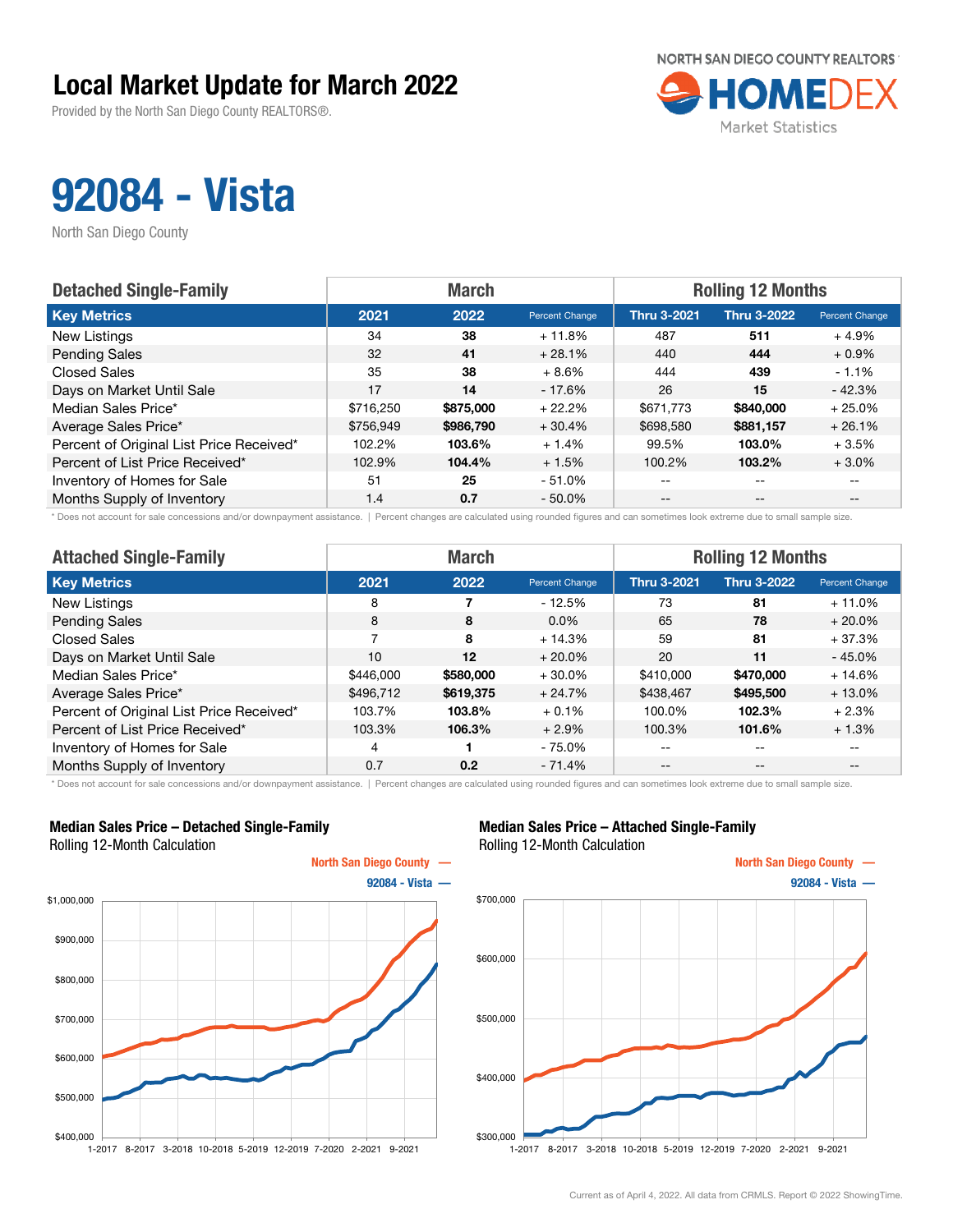# Local Market Update for March 2022

Provided by the North San Diego County REALTORS®.

NORTH SAN DIEGO COUNTY REALTORS
HOMEDEX
Market Statistics

# 92084 - Vista

North San Diego County

| Detached Single-Family | March | | | Rolling 12 Months | | |
|---|---|---|---|---|---|---|
| Key Metrics | 2021 | 2022 | Percent Change | Thru 3-2021 | Thru 3-2022 | Percent Change |
| New Listings | 34 | **38** | + 11.8% | 487 | **511** | + 4.9% |
| Pending Sales | 32 | **41** | + 28.1% | 440 | **444** | + 0.9% |
| Closed Sales | 35 | **38** | + 8.6% | 444 | **439** | - 1.1% |
| Days on Market Until Sale | 17 | **14** | - 17.6% | 26 | **15** | - 42.3% |
| Median Sales Price* | $716,250 | **$875,000** | + 22.2% | $671,773 | **$840,000** | + 25.0% |
| Average Sales Price* | $756,949 | **$986,790** | + 30.4% | $698,580 | **$881,157** | + 26.1% |
| Percent of Original List Price Received* | 102.2% | **103.6%** | + 1.4% | 99.5% | **103.0%** | + 3.5% |
| Percent of List Price Received* | 102.9% | **104.4%** | + 1.5% | 100.2% | **103.2%** | + 3.0% |
| Inventory of Homes for Sale | 51 | **25** | - 51.0% | -- | -- | -- |
| Months Supply of Inventory | 1.4 | **0.7** | - 50.0% | -- | -- | -- |

* Does not account for sale concessions and/or downpayment assistance. | Percent changes are calculated using rounded figures and can sometimes look extreme due to small sample size.

| Attached Single-Family | March | | | Rolling 12 Months | | |
|---|---|---|---|---|---|---|
| Key Metrics | 2021 | 2022 | Percent Change | Thru 3-2021 | Thru 3-2022 | Percent Change |
| New Listings | 8 | **7** | - 12.5% | 73 | **81** | + 11.0% |
| Pending Sales | 8 | **8** | 0.0% | 65 | **78** | + 20.0% |
| Closed Sales | 7 | **8** | + 14.3% | 59 | **81** | + 37.3% |
| Days on Market Until Sale | 10 | **12** | + 20.0% | 20 | **11** | - 45.0% |
| Median Sales Price* | $446,000 | **$580,000** | + 30.0% | $410,000 | **$470,000** | + 14.6% |
| Average Sales Price* | $496,712 | **$619,375** | + 24.7% | $438,467 | **$495,500** | + 13.0% |
| Percent of Original List Price Received* | 103.7% | **103.8%** | + 0.1% | 100.0% | **102.3%** | + 2.3% |
| Percent of List Price Received* | 103.3% | **106.3%** | + 2.9% | 100.3% | **101.6%** | + 1.3% |
| Inventory of Homes for Sale | 4 | **1** | - 75.0% | -- | -- | -- |
| Months Supply of Inventory | 0.7 | **0.2** | - 71.4% | -- | -- | -- |

* Does not account for sale concessions and/or downpayment assistance. | Percent changes are calculated using rounded figures and can sometimes look extreme due to small sample size.

**Median Sales Price – Detached Single-Family**
Rolling 12-Month Calculation

North San Diego County —
92084 - Vista —

$1,000,000
$900,000
$800,000
$700,000
$600,000
$500,000
$400,000

1-2017 8-2017 3-2018 10-2018 5-2019 12-2019 7-2020 2-2021 9-2021

**Median Sales Price – Attached Single-Family**
Rolling 12-Month Calculation

North San Diego County —
92084 - Vista —

$700,000
$600,000
$500,000
$400,000
$300,000

1-2017 8-2017 3-2018 10-2018 5-2019 12-2019 7-2020 2-2021 9-2021

Current as of April 4, 2022. All data from CRMLS. Report © 2022 ShowingTime.